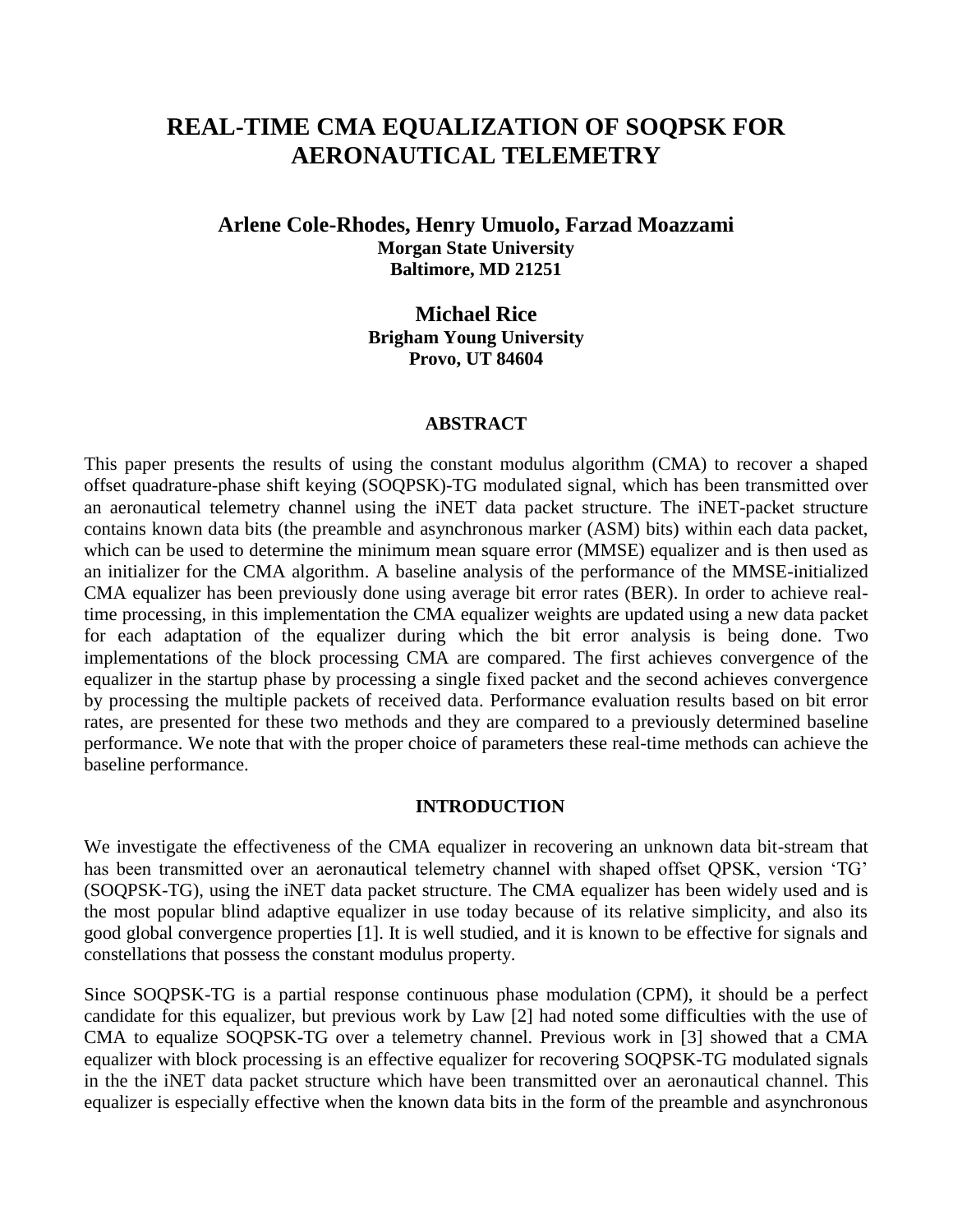# REAL-TIME CMA EQUALIZATION OF SOQPSK FOR AERONAUTICAL TELEMETRY

**Arlene Cole-Rhodes, Henry Umuolo, Farzad Moazzami**
**Morgan State University**
**Baltimore, MD 21251**

**Michael Rice**
**Brigham Young University**
**Provo, UT 84604**

## ABSTRACT

This paper presents the results of using the constant modulus algorithm (CMA) to recover a shaped offset quadrature-phase shift keying (SOQPSK)-TG modulated signal, which has been transmitted over an aeronautical telemetry channel using the iNET data packet structure. The iNET-packet structure contains known data bits (the preamble and asynchronous marker (ASM) bits) within each data packet, which can be used to determine the minimum mean square error (MMSE) equalizer and is then used as an initializer for the CMA algorithm. A baseline analysis of the performance of the MMSE-initialized CMA equalizer has been previously done using average bit error rates (BER). In order to achieve real-time processing, in this implementation the CMA equalizer weights are updated using a new data packet for each adaptation of the equalizer during which the bit error analysis is being done. Two implementations of the block processing CMA are compared. The first achieves convergence of the equalizer in the startup phase by processing a single fixed packet and the second achieves convergence by processing the multiple packets of received data. Performance evaluation results based on bit error rates, are presented for these two methods and they are compared to a previously determined baseline performance. We note that with the proper choice of parameters these real-time methods can achieve the baseline performance.

## INTRODUCTION

We investigate the effectiveness of the CMA equalizer in recovering an unknown data bit-stream that has been transmitted over an aeronautical telemetry channel with shaped offset QPSK, version 'TG' (SOQPSK-TG), using the iNET data packet structure. The CMA equalizer has been widely used and is the most popular blind adaptive equalizer in use today because of its relative simplicity, and also its good global convergence properties [1]. It is well studied, and it is known to be effective for signals and constellations that possess the constant modulus property.

Since SOQPSK-TG is a partial response continuous phase modulation (CPM), it should be a perfect candidate for this equalizer, but previous work by Law [2] had noted some difficulties with the use of CMA to equalize SOQPSK-TG over a telemetry channel. Previous work in [3] showed that a CMA equalizer with block processing is an effective equalizer for recovering SOQPSK-TG modulated signals in the the iNET data packet structure which have been transmitted over an aeronautical channel. This equalizer is especially effective when the known data bits in the form of the preamble and asynchronous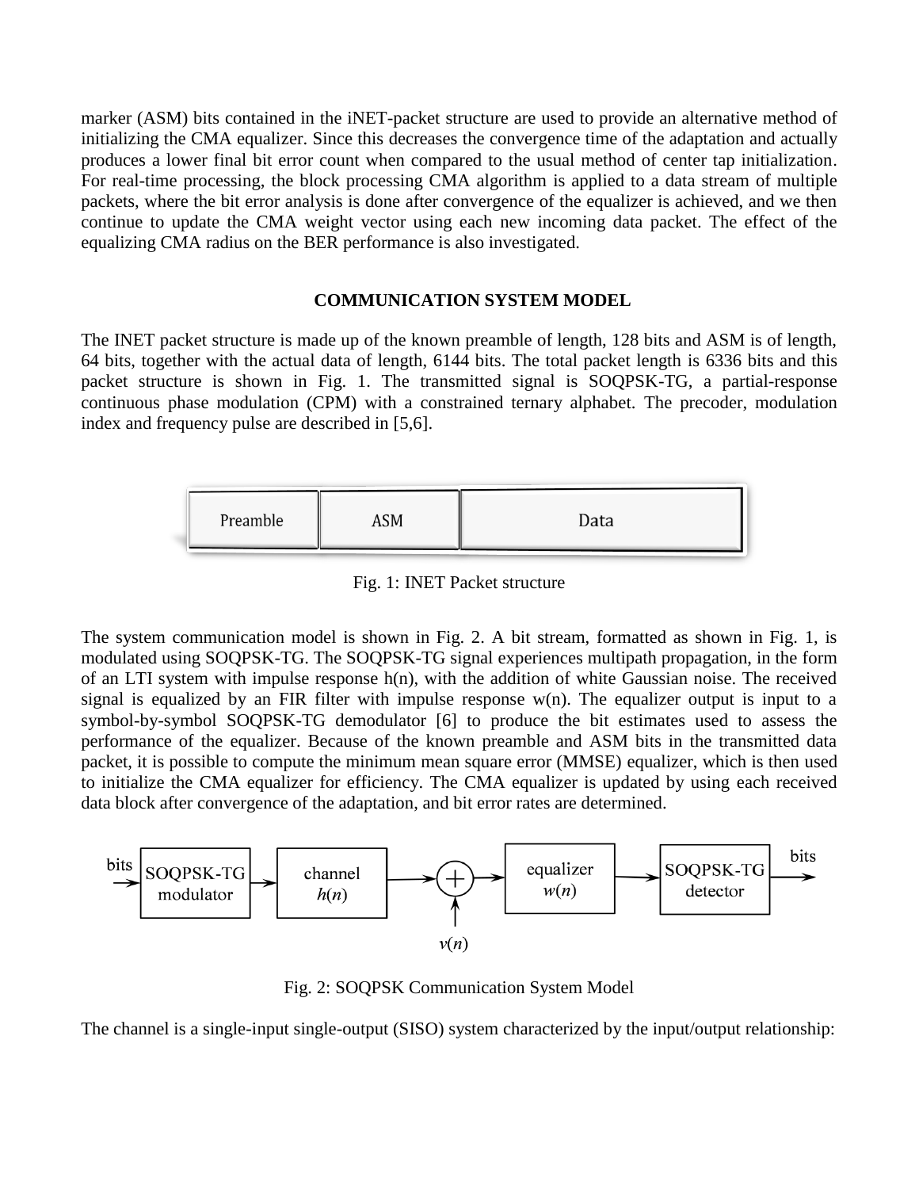marker (ASM) bits contained in the iNET-packet structure are used to provide an alternative method of initializing the CMA equalizer. Since this decreases the convergence time of the adaptation and actually produces a lower final bit error count when compared to the usual method of center tap initialization. For real-time processing, the block processing CMA algorithm is applied to a data stream of multiple packets, where the bit error analysis is done after convergence of the equalizer is achieved, and we then continue to update the CMA weight vector using each new incoming data packet. The effect of the equalizing CMA radius on the BER performance is also investigated.

## COMMUNICATION SYSTEM MODEL

The INET packet structure is made up of the known preamble of length, 128 bits and ASM is of length, 64 bits, together with the actual data of length, 6144 bits. The total packet length is 6336 bits and this packet structure is shown in Fig. 1. The transmitted signal is SOQPSK-TG, a partial-response continuous phase modulation (CPM) with a constrained ternary alphabet. The precoder, modulation index and frequency pulse are described in [5,6].

| Preamble | ASM | Data |
|---|---|---|

Fig. 1: INET Packet structure

The system communication model is shown in Fig. 2. A bit stream, formatted as shown in Fig. 1, is modulated using SOQPSK-TG. The SOQPSK-TG signal experiences multipath propagation, in the form of an LTI system with impulse response $h(n)$, with the addition of white Gaussian noise. The received signal is equalized by an FIR filter with impulse response $w(n)$. The equalizer output is input to a symbol-by-symbol SOQPSK-TG demodulator [6] to produce the bit estimates used to assess the performance of the equalizer. Because of the known preamble and ASM bits in the transmitted data packet, it is possible to compute the minimum mean square error (MMSE) equalizer, which is then used to initialize the CMA equalizer for efficiency. The CMA equalizer is updated by using each received data block after convergence of the adaptation, and bit error rates are determined.

bits → SOQPSK-TG modulator → channel $h(n)$ → (+ $v(n)$) → equalizer $w(n)$ → SOQPSK-TG detector → bits

Fig. 2: SOQPSK Communication System Model

The channel is a single-input single-output (SISO) system characterized by the input/output relationship: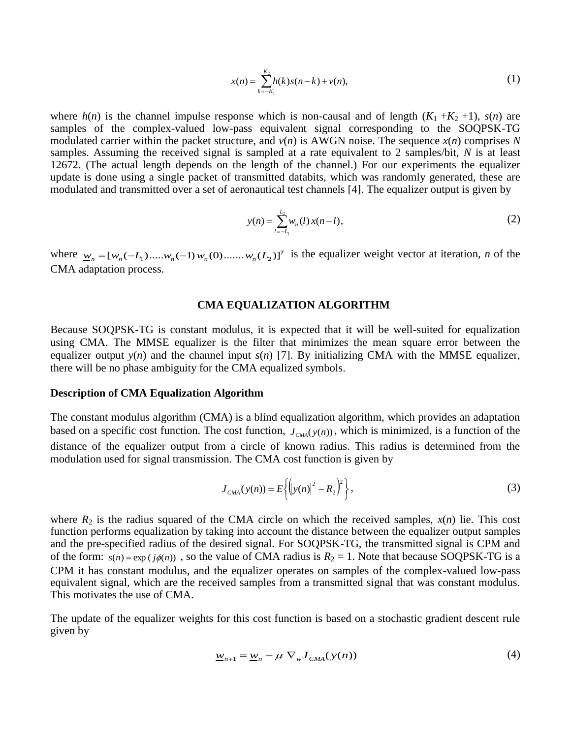$$x(n) = \sum_{k=-K_1}^{K_2} h(k) s(n-k) + v(n), \tag{1}$$

where $h(n)$ is the channel impulse response which is non-causal and of length ($K_1$ + $K_2$ +1), $s(n)$ are samples of the complex-valued low-pass equivalent signal corresponding to the SOQPSK-TG modulated carrier within the packet structure, and $v(n)$ is AWGN noise. The sequence $x(n)$ comprises $N$ samples. Assuming the received signal is sampled at a rate equivalent to 2 samples/bit, $N$ is at least 12672. (The actual length depends on the length of the channel.) For our experiments the equalizer update is done using a single packet of transmitted databits, which was randomly generated, these are modulated and transmitted over a set of aeronautical test channels [4]. The equalizer output is given by

$$y(n) = \sum_{l=-L_1}^{L_2} w_n(l)\, x(n-l), \tag{2}$$

where $\underline{w}_n = [w_n(-L_1).....w_n(-1)\, w_n(0).......w_n(L_2)]^T$ is the equalizer weight vector at iteration, $n$ of the CMA adaptation process.

## CMA EQUALIZATION ALGORITHM

Because SOQPSK-TG is constant modulus, it is expected that it will be well-suited for equalization using CMA. The MMSE equalizer is the filter that minimizes the mean square error between the equalizer output $y(n)$ and the channel input $s(n)$ [7]. By initializing CMA with the MMSE equalizer, there will be no phase ambiguity for the CMA equalized symbols.

### Description of CMA Equalization Algorithm

The constant modulus algorithm (CMA) is a blind equalization algorithm, which provides an adaptation based on a specific cost function. The cost function, $J_{CMA}(y(n))$, which is minimized, is a function of the distance of the equalizer output from a circle of known radius. This radius is determined from the modulation used for signal transmission. The CMA cost function is given by

$$J_{CMA}(y(n)) = E\left\{ \left( |y(n)|^2 - R_2 \right)^2 \right\}, \tag{3}$$

where $R_2$ is the radius squared of the CMA circle on which the received samples, $x(n)$ lie. This cost function performs equalization by taking into account the distance between the equalizer output samples and the pre-specified radius of the desired signal. For SOQPSK-TG, the transmitted signal is CPM and of the form: $s(n) = \exp(j\phi(n))$, so the value of CMA radius is $R_2 = 1$. Note that because SOQPSK-TG is a CPM it has constant modulus, and the equalizer operates on samples of the complex-valued low-pass equivalent signal, which are the received samples from a transmitted signal that was constant modulus. This motivates the use of CMA.

The update of the equalizer weights for this cost function is based on a stochastic gradient descent rule given by

$$\underline{w}_{n+1} = \underline{w}_n - \mu\, \nabla_w J_{CMA}(y(n)) \tag{4}$$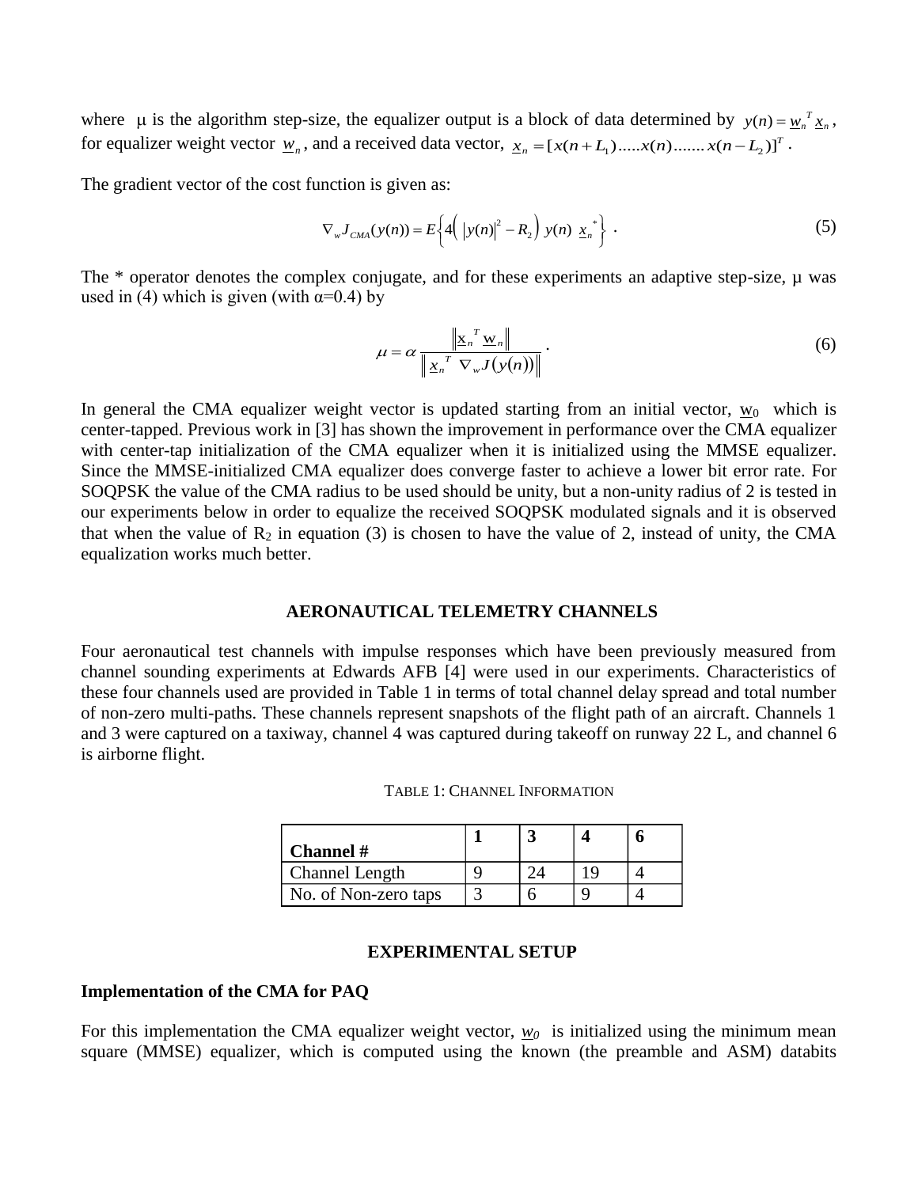where $\mu$ is the algorithm step-size, the equalizer output is a block of data determined by $y(n) = \underline{w}_n^T \underline{x}_n$, for equalizer weight vector $\underline{w}_n$, and a received data vector, $\underline{x}_n = [x(n+L_1).....x(n).......x(n-L_2)]^T$.

The gradient vector of the cost function is given as:

$$\nabla_w J_{CMA}(y(n)) = E\left\{4\left(\ |y(n)|^2 - R_2\right)\ y(n)\ \underline{x}_n^{\ *}\right\} \ . \tag{5}$$

The * operator denotes the complex conjugate, and for these experiments an adaptive step-size, μ was used in (4) which is given (with α=0.4) by

$$\mu = \alpha \frac{\left\|\underline{x}_n^{\ T}\ \underline{w}_n\right\|}{\left\|\ \underline{x}_n^{\ T}\ \nabla_w J\big(y(n)\big)\right\|} \ . \tag{6}$$

In general the CMA equalizer weight vector is updated starting from an initial vector, $\underline{w}_0$ which is center-tapped. Previous work in [3] has shown the improvement in performance over the CMA equalizer with center-tap initialization of the CMA equalizer when it is initialized using the MMSE equalizer. Since the MMSE-initialized CMA equalizer does converge faster to achieve a lower bit error rate. For SOQPSK the value of the CMA radius to be used should be unity, but a non-unity radius of 2 is tested in our experiments below in order to equalize the received SOQPSK modulated signals and it is observed that when the value of $R_2$ in equation (3) is chosen to have the value of 2, instead of unity, the CMA equalization works much better.

## AERONAUTICAL TELEMETRY CHANNELS

Four aeronautical test channels with impulse responses which have been previously measured from channel sounding experiments at Edwards AFB [4] were used in our experiments. Characteristics of these four channels used are provided in Table 1 in terms of total channel delay spread and total number of non-zero multi-paths. These channels represent snapshots of the flight path of an aircraft. Channels 1 and 3 were captured on a taxiway, channel 4 was captured during takeoff on runway 22 L, and channel 6 is airborne flight.

TABLE 1: CHANNEL INFORMATION

| **Channel #** | **1** | **3** | **4** | **6** |
|---|---|---|---|---|
| Channel Length | 9 | 24 | 19 | 4 |
| No. of Non-zero taps | 3 | 6 | 9 | 4 |

## EXPERIMENTAL SETUP

### Implementation of the CMA for PAQ

For this implementation the CMA equalizer weight vector, $\underline{w}_0$ is initialized using the minimum mean square (MMSE) equalizer, which is computed using the known (the preamble and ASM) databits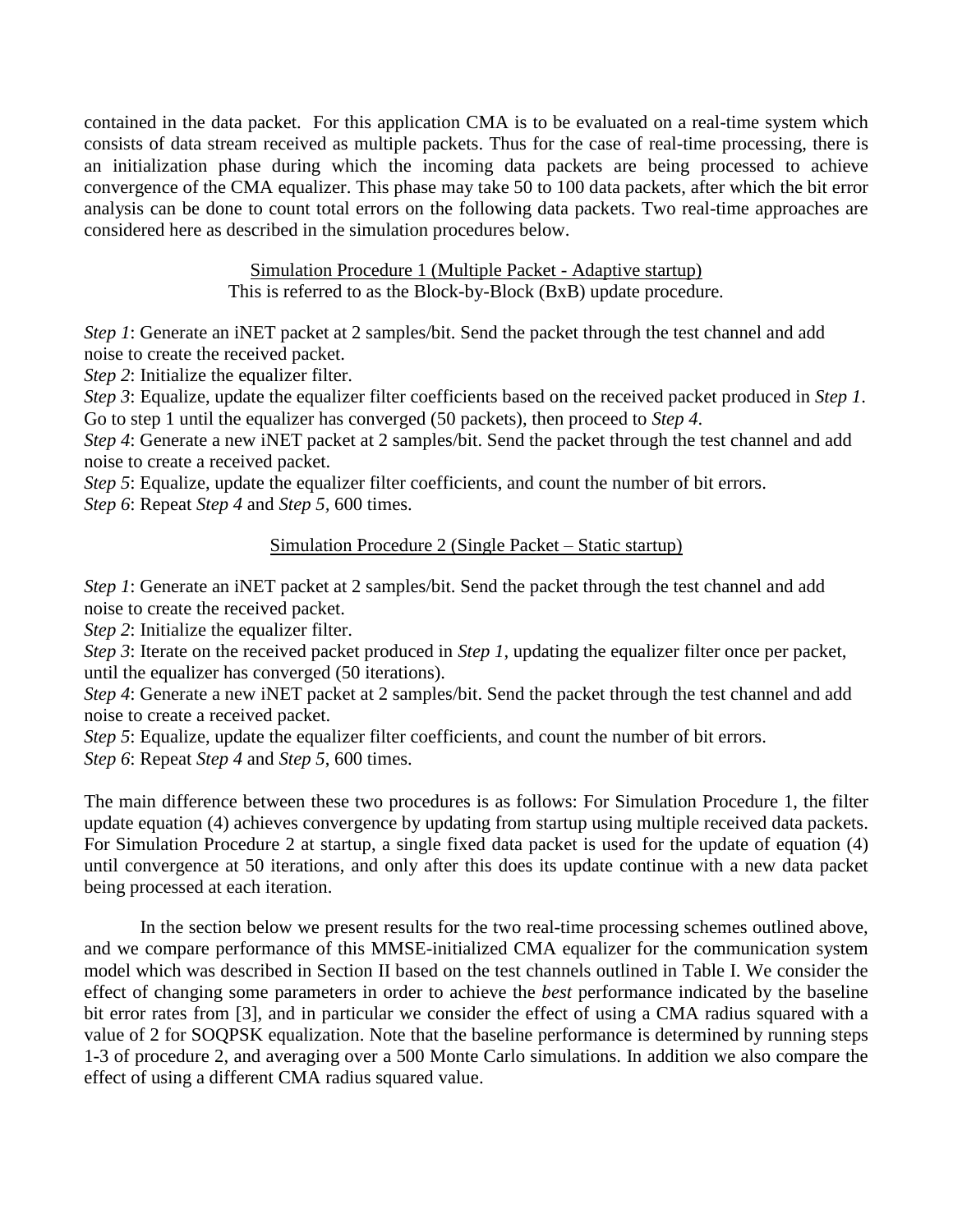contained in the data packet. For this application CMA is to be evaluated on a real-time system which consists of data stream received as multiple packets. Thus for the case of real-time processing, there is an initialization phase during which the incoming data packets are being processed to achieve convergence of the CMA equalizer. This phase may take 50 to 100 data packets, after which the bit error analysis can be done to count total errors on the following data packets. Two real-time approaches are considered here as described in the simulation procedures below.

<u>Simulation Procedure 1 (Multiple Packet - Adaptive startup)</u>
This is referred to as the Block-by-Block (BxB) update procedure.

*Step 1*: Generate an iNET packet at 2 samples/bit. Send the packet through the test channel and add noise to create the received packet.
*Step 2*: Initialize the equalizer filter.
*Step 3*: Equalize, update the equalizer filter coefficients based on the received packet produced in *Step 1*. Go to step 1 until the equalizer has converged (50 packets), then proceed to *Step 4*.
*Step 4*: Generate a new iNET packet at 2 samples/bit. Send the packet through the test channel and add noise to create a received packet.
*Step 5*: Equalize, update the equalizer filter coefficients, and count the number of bit errors.
*Step 6*: Repeat *Step 4* and *Step 5*, 600 times.

<u>Simulation Procedure 2 (Single Packet – Static startup)</u>

*Step 1*: Generate an iNET packet at 2 samples/bit. Send the packet through the test channel and add noise to create the received packet.
*Step 2*: Initialize the equalizer filter.
*Step 3*: Iterate on the received packet produced in *Step 1*, updating the equalizer filter once per packet, until the equalizer has converged (50 iterations).
*Step 4*: Generate a new iNET packet at 2 samples/bit. Send the packet through the test channel and add noise to create a received packet.
*Step 5*: Equalize, update the equalizer filter coefficients, and count the number of bit errors.
*Step 6*: Repeat *Step 4* and *Step 5*, 600 times.

The main difference between these two procedures is as follows: For Simulation Procedure 1, the filter update equation (4) achieves convergence by updating from startup using multiple received data packets. For Simulation Procedure 2 at startup, a single fixed data packet is used for the update of equation (4) until convergence at 50 iterations, and only after this does its update continue with a new data packet being processed at each iteration.

In the section below we present results for the two real-time processing schemes outlined above, and we compare performance of this MMSE-initialized CMA equalizer for the communication system model which was described in Section II based on the test channels outlined in Table I. We consider the effect of changing some parameters in order to achieve the *best* performance indicated by the baseline bit error rates from [3], and in particular we consider the effect of using a CMA radius squared with a value of 2 for SOQPSK equalization. Note that the baseline performance is determined by running steps 1-3 of procedure 2, and averaging over a 500 Monte Carlo simulations. In addition we also compare the effect of using a different CMA radius squared value.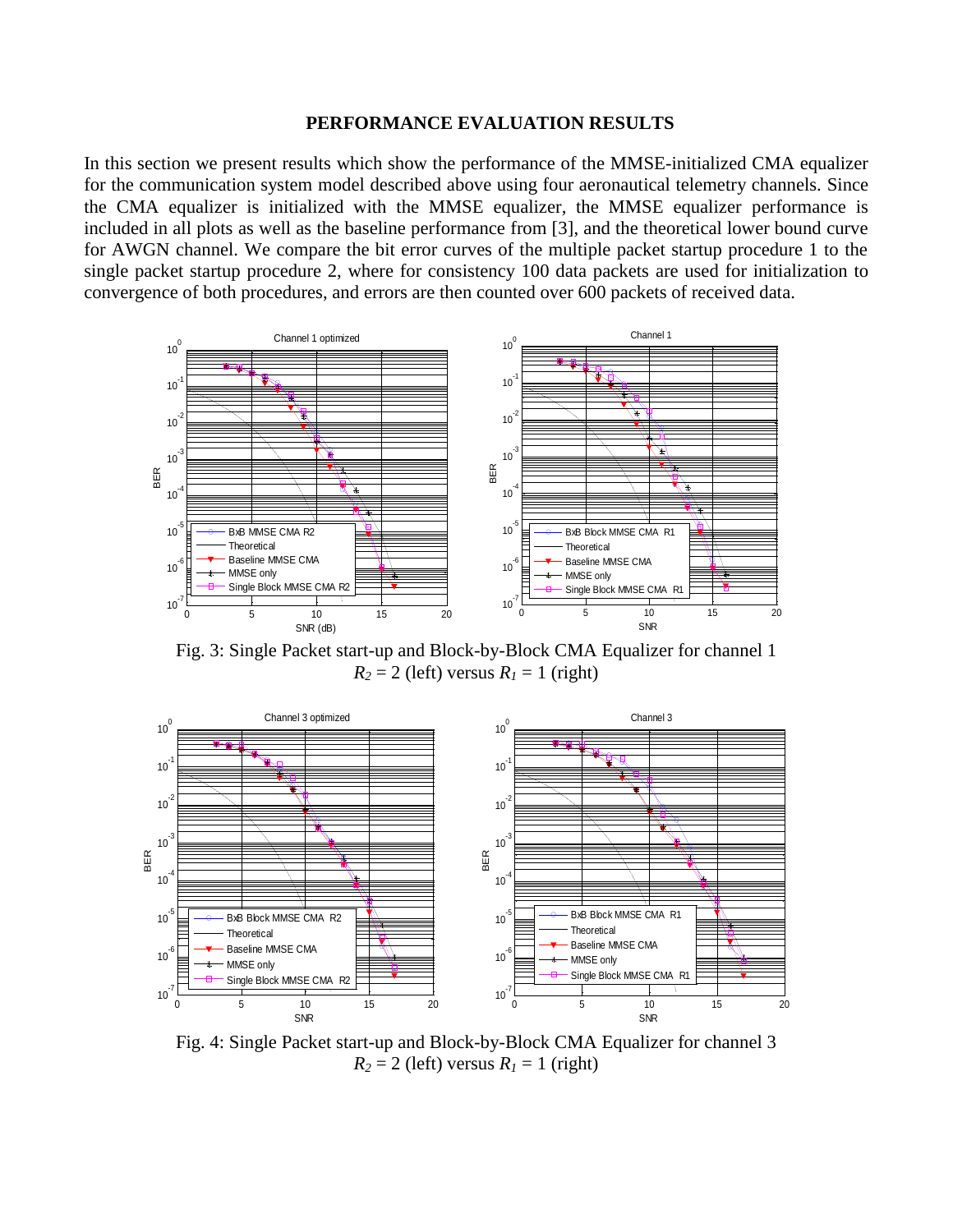## PERFORMANCE EVALUATION RESULTS

In this section we present results which show the performance of the MMSE-initialized CMA equalizer for the communication system model described above using four aeronautical telemetry channels. Since the CMA equalizer is initialized with the MMSE equalizer, the MMSE equalizer performance is included in all plots as well as the baseline performance from [3], and the theoretical lower bound curve for AWGN channel. We compare the bit error curves of the multiple packet startup procedure 1 to the single packet startup procedure 2, where for consistency 100 data packets are used for initialization to convergence of both procedures, and errors are then counted over 600 packets of received data.

Fig. 3: Single Packet start-up and Block-by-Block CMA Equalizer for channel 1 $R_2 = 2$ (left) versus $R_1 = 1$ (right)

Fig. 4: Single Packet start-up and Block-by-Block CMA Equalizer for channel 3 $R_2 = 2$ (left) versus $R_1 = 1$ (right)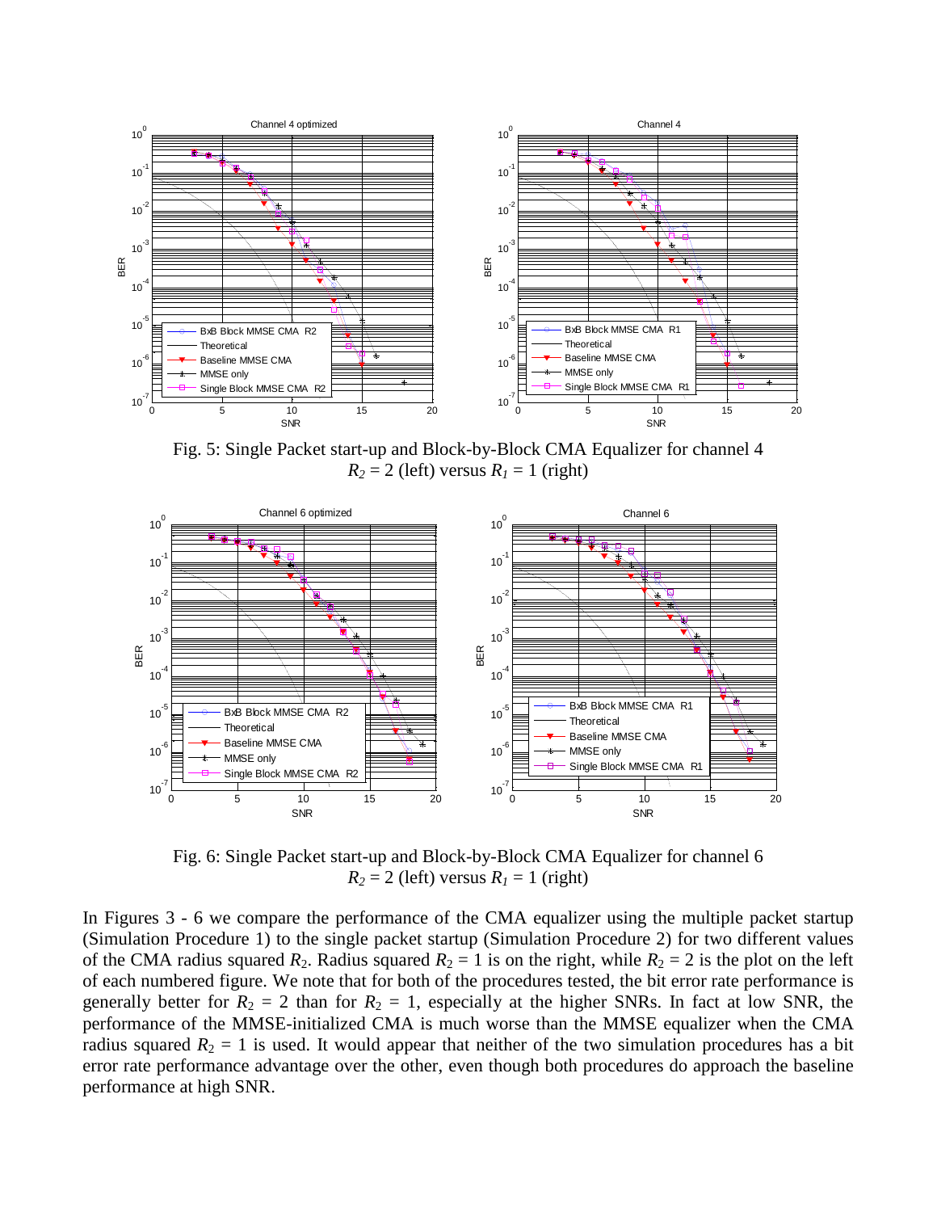Fig. 5: Single Packet start-up and Block-by-Block CMA Equalizer for channel 4
$R_2 = 2$ (left) versus $R_1 = 1$ (right)

Fig. 6: Single Packet start-up and Block-by-Block CMA Equalizer for channel 6
$R_2 = 2$ (left) versus $R_1 = 1$ (right)

In Figures 3 - 6 we compare the performance of the CMA equalizer using the multiple packet startup (Simulation Procedure 1) to the single packet startup (Simulation Procedure 2) for two different values of the CMA radius squared $R_2$. Radius squared $R_2 = 1$ is on the right, while $R_2 = 2$ is the plot on the left of each numbered figure. We note that for both of the procedures tested, the bit error rate performance is generally better for $R_2 = 2$ than for $R_2 = 1$, especially at the higher SNRs. In fact at low SNR, the performance of the MMSE-initialized CMA is much worse than the MMSE equalizer when the CMA radius squared $R_2 = 1$ is used. It would appear that neither of the two simulation procedures has a bit error rate performance advantage over the other, even though both procedures do approach the baseline performance at high SNR.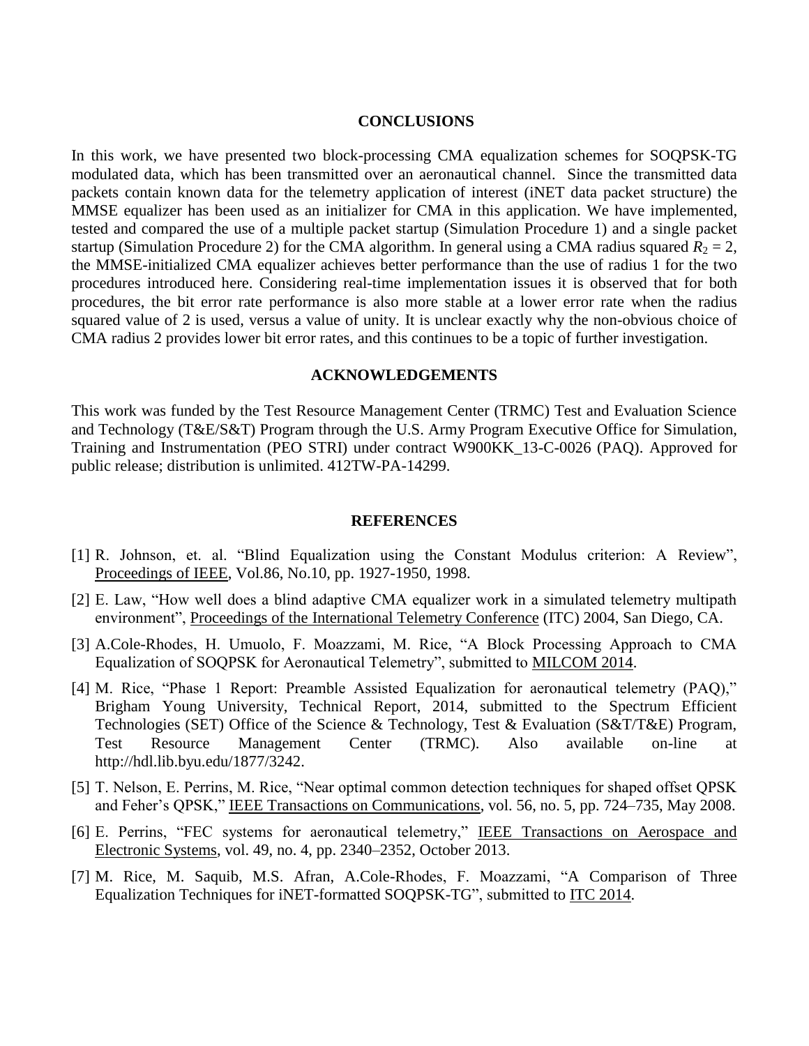## CONCLUSIONS

In this work, we have presented two block-processing CMA equalization schemes for SOQPSK-TG modulated data, which has been transmitted over an aeronautical channel. Since the transmitted data packets contain known data for the telemetry application of interest (iNET data packet structure) the MMSE equalizer has been used as an initializer for CMA in this application. We have implemented, tested and compared the use of a multiple packet startup (Simulation Procedure 1) and a single packet startup (Simulation Procedure 2) for the CMA algorithm. In general using a CMA radius squared $R_2 = 2$, the MMSE-initialized CMA equalizer achieves better performance than the use of radius 1 for the two procedures introduced here. Considering real-time implementation issues it is observed that for both procedures, the bit error rate performance is also more stable at a lower error rate when the radius squared value of 2 is used, versus a value of unity. It is unclear exactly why the non-obvious choice of CMA radius 2 provides lower bit error rates, and this continues to be a topic of further investigation.

## ACKNOWLEDGEMENTS

This work was funded by the Test Resource Management Center (TRMC) Test and Evaluation Science and Technology (T&E/S&T) Program through the U.S. Army Program Executive Office for Simulation, Training and Instrumentation (PEO STRI) under contract W900KK_13-C-0026 (PAQ). Approved for public release; distribution is unlimited. 412TW-PA-14299.

## REFERENCES

[1] R. Johnson, et. al. "Blind Equalization using the Constant Modulus criterion: A Review", Proceedings of IEEE, Vol.86, No.10, pp. 1927-1950, 1998.

[2] E. Law, "How well does a blind adaptive CMA equalizer work in a simulated telemetry multipath environment", Proceedings of the International Telemetry Conference (ITC) 2004, San Diego, CA.

[3] A.Cole-Rhodes, H. Umuolo, F. Moazzami, M. Rice, "A Block Processing Approach to CMA Equalization of SOQPSK for Aeronautical Telemetry", submitted to MILCOM 2014.

[4] M. Rice, "Phase 1 Report: Preamble Assisted Equalization for aeronautical telemetry (PAQ)," Brigham Young University, Technical Report, 2014, submitted to the Spectrum Efficient Technologies (SET) Office of the Science & Technology, Test & Evaluation (S&T/T&E) Program, Test Resource Management Center (TRMC). Also available on-line at http://hdl.lib.byu.edu/1877/3242.

[5] T. Nelson, E. Perrins, M. Rice, "Near optimal common detection techniques for shaped offset QPSK and Feher's QPSK," IEEE Transactions on Communications, vol. 56, no. 5, pp. 724–735, May 2008.

[6] E. Perrins, "FEC systems for aeronautical telemetry," IEEE Transactions on Aerospace and Electronic Systems, vol. 49, no. 4, pp. 2340–2352, October 2013.

[7] M. Rice, M. Saquib, M.S. Afran, A.Cole-Rhodes, F. Moazzami, "A Comparison of Three Equalization Techniques for iNET-formatted SOQPSK-TG", submitted to ITC 2014.